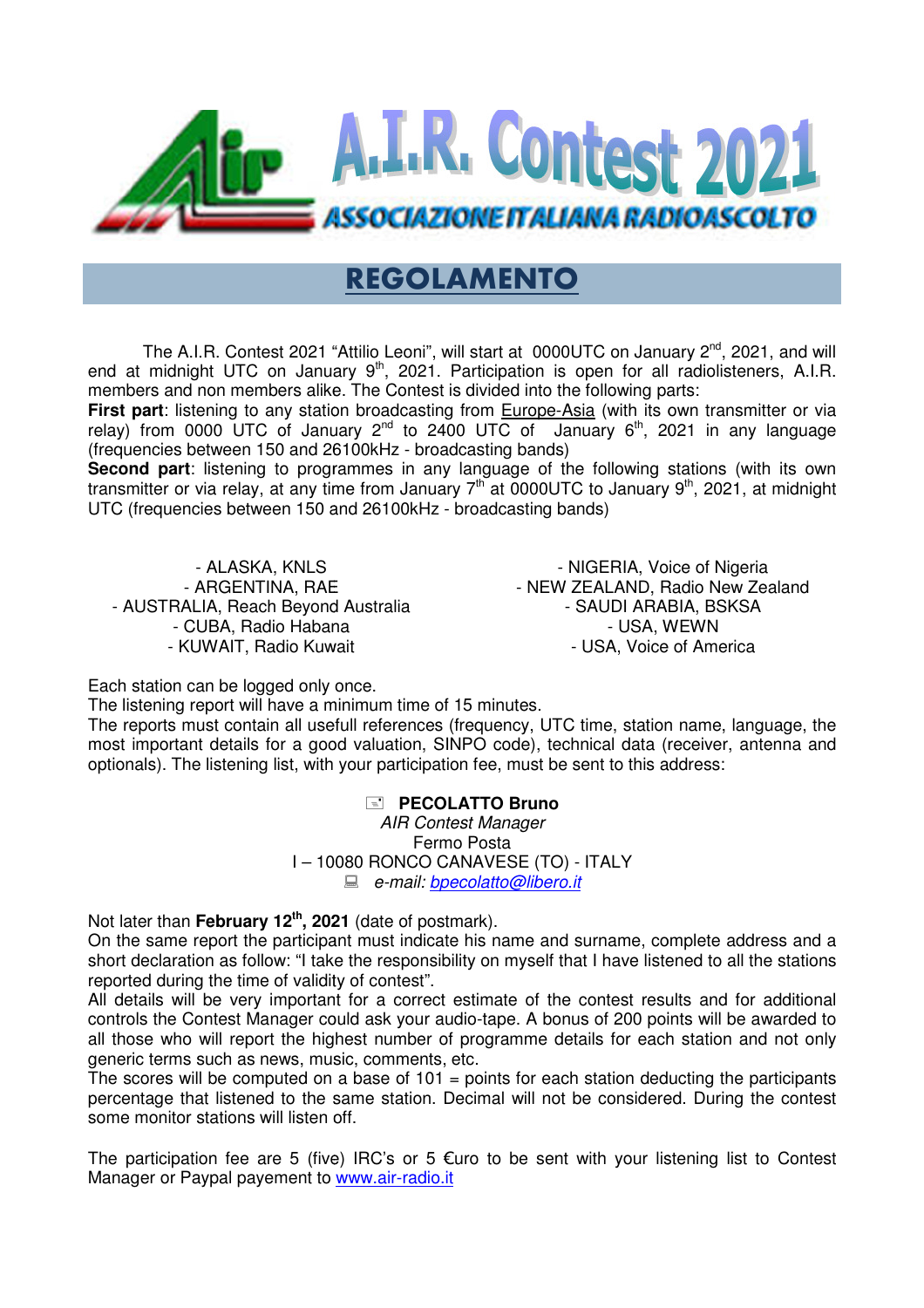# A.I.R. Contest 2021

ASSOCIAZIONE ITALIANA RADIOASCOLTO

## REGOLAMENTO

The A.I.R. Contest 2021 "Attilio Leoni", will start at 0000UTC on January 2nd, 2021, and will end at midnight UTC on January 9th, 2021. Participation is open for all radiolisteners, A.I.R. members and non members alike. The Contest is divided into the following parts:

**First part**: listening to any station broadcasting from Europe-Asia (with its own transmitter or via relay) from 0000 UTC of January 2nd to 2400 UTC of January 6th, 2021 in any language (frequencies between 150 and 26100kHz - broadcasting bands)

**Second part**: listening to programmes in any language of the following stations (with its own transmitter or via relay, at any time from January 7th at 0000UTC to January 9th, 2021, at midnight UTC (frequencies between 150 and 26100kHz - broadcasting bands)

- ALASKA, KNLS
- ARGENTINA, RAE
- AUSTRALIA, Reach Beyond Australia
- CUBA, Radio Habana
- KUWAIT, Radio Kuwait
- NIGERIA, Voice of Nigeria
- NEW ZEALAND, Radio New Zealand
- SAUDI ARABIA, BSKSA
- USA, WEWN
- USA, Voice of America

Each station can be logged only once.
The listening report will have a minimum time of 15 minutes.
The reports must contain all usefull references (frequency, UTC time, station name, language, the most important details for a good valuation, SINPO code), technical data (receiver, antenna and optionals). The listening list, with your participation fee, must be sent to this address:

**PECOLATTO Bruno**
*AIR Contest Manager*
Fermo Posta
I – 10080 RONCO CANAVESE (TO) - ITALY
*e-mail: bpecolatto@libero.it*

Not later than **February 12th, 2021** (date of postmark).
On the same report the participant must indicate his name and surname, complete address and a short declaration as follow: "I take the responsibility on myself that I have listened to all the stations reported during the time of validity of contest".
All details will be very important for a correct estimate of the contest results and for additional controls the Contest Manager could ask your audio-tape. A bonus of 200 points will be awarded to all those who will report the highest number of programme details for each station and not only generic terms such as news, music, comments, etc.
The scores will be computed on a base of 101 = points for each station deducting the participants percentage that listened to the same station. Decimal will not be considered. During the contest some monitor stations will listen off.

The participation fee are 5 (five) IRC's or 5 €uro to be sent with your listening list to Contest Manager or Paypal payement to www.air-radio.it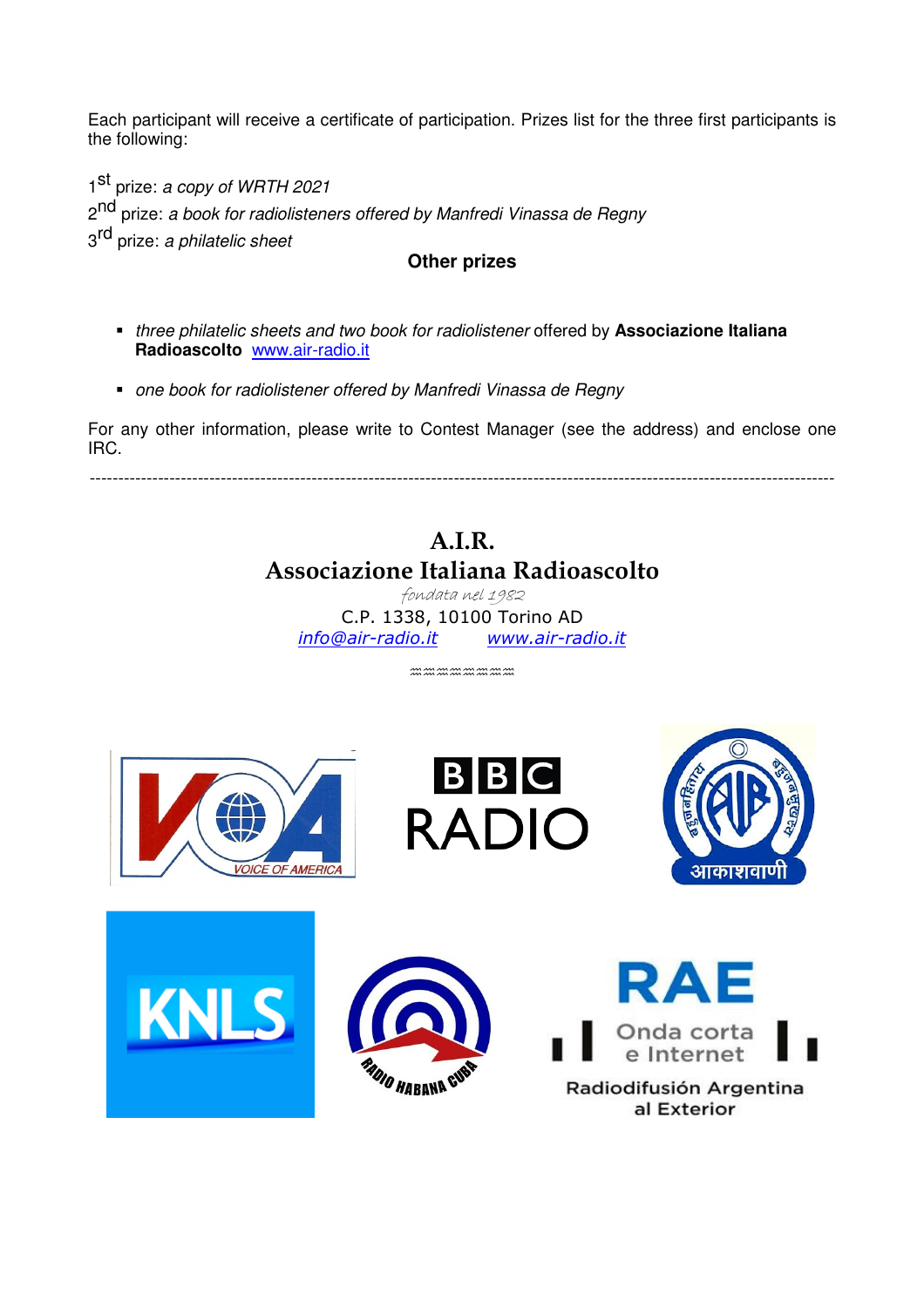Each participant will receive a certificate of participation. Prizes list for the three first participants is the following:

1st prize: *a copy of WRTH 2021*
2nd prize: *a book for radiolisteners offered by Manfredi Vinassa de Regny*
3rd prize: *a philatelic sheet*

**Other prizes**

- *three philatelic sheets and two book for radiolistener* offered by **Associazione Italiana Radioascolto** www.air-radio.it
- *one book for radiolistener offered by Manfredi Vinassa de Regny*

For any other information, please write to Contest Manager (see the address) and enclose one IRC.

---

**A.I.R.**
**Associazione Italiana Radioascolto**
*fondata nel 1982*
C.P. 1338, 10100 Torino AD
*info@air-radio.it* *www.air-radio.it*

VOICE OF AMERICA

BBC RADIO

आकाशवाणी

KNLS

RADIO HABANA CUBA

RAE
Onda corta e Internet
Radiodifusión Argentina al Exterior